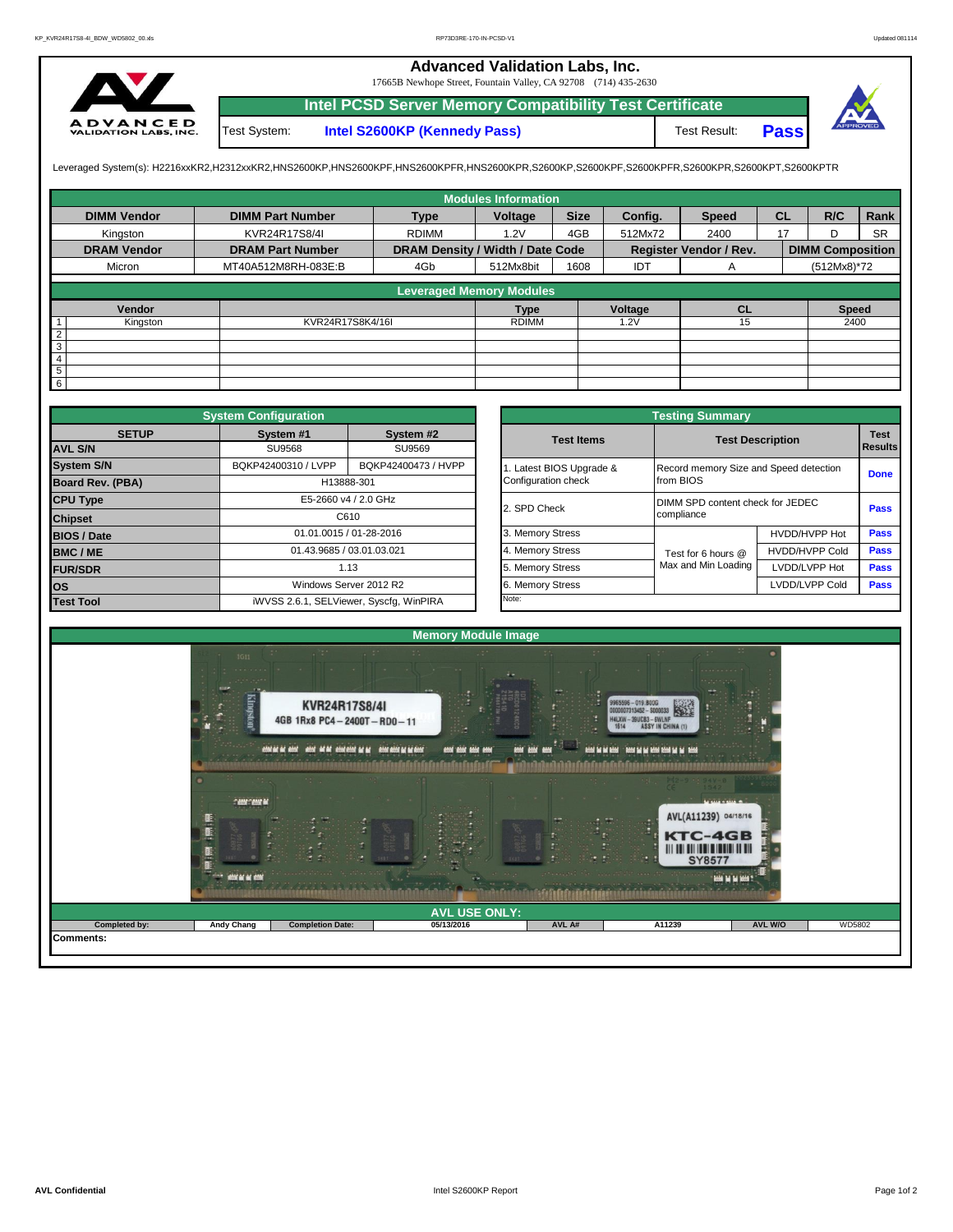# Advanced Validation Labs, Inc.

17665B Newhope Street, Fountain Valley, CA 92708 (714) 435-2630

## Intel PCSD Server Memory Compatibility Test Certificate

| Test System: | Intel S2600KP (Kennedy Pass) | Test Result: | **Pass** |
|---|---|---|---|

Leveraged System(s): H2216xxKR2,H2312xxKR2,HNS2600KP,HNS2600KPF,HNS2600KPFR,HNS2600KPR,S2600KP,S2600KPF,S2600KPFR,S2600KPR,S2600KPT,S2600KPTR

### Modules Information

| DIMM Vendor | DIMM Part Number | Type | Voltage | Size | Config. | Speed | CL | R/C | Rank |
|---|---|---|---|---|---|---|---|---|---|
| Kingston | KVR24R17S8/4I | RDIMM | 1.2V | 4GB | 512Mx72 | 2400 | 17 | D | SR |
| **DRAM Vendor** | **DRAM Part Number** | **DRAM Density / Width / Date Code** | | | **Register Vendor / Rev.** | | **DIMM Composition** | | |
| Micron | MT40A512M8RH-083E:B | 4Gb | 512Mx8bit | 1608 | IDT | A | (512Mx8)*72 | | |

### Leveraged Memory Modules

| | Vendor | | Type | Voltage | CL | Speed |
|---|---|---|---|---|---|---|
| 1 | Kingston | KVR24R17S8K4/16I | RDIMM | 1.2V | 15 | 2400 |
| 2 | | | | | | |
| 3 | | | | | | |
| 4 | | | | | | |
| 5 | | | | | | |
| 6 | | | | | | |

### System Configuration

| SETUP | System #1 | System #2 |
|---|---|---|
| AVL S/N | SU9568 | SU9569 |
| System S/N | BQKP42400310 / LVPP | BQKP42400473 / HVPP |
| Board Rev. (PBA) | H13888-301 | |
| CPU Type | E5-2660 v4 / 2.0 GHz | |
| Chipset | C610 | |
| BIOS / Date | 01.01.0015 / 01-28-2016 | |
| BMC / ME | 01.43.9685 / 03.01.03.021 | |
| FUR/SDR | 1.13 | |
| OS | Windows Server 2012 R2 | |
| Test Tool | iWVSS 2.6.1, SELViewer, Syscfg, WinPIRA | |

### Testing Summary

| Test Items | Test Description | | Test Results |
|---|---|---|---|
| 1. Latest BIOS Upgrade & Configuration check | Record memory Size and Speed detection from BIOS | | Done |
| 2. SPD Check | DIMM SPD content check for JEDEC compliance | | Pass |
| 3. Memory Stress | Test for 6 hours @ Max and Min Loading | HVDD/HVPP Hot | Pass |
| 4. Memory Stress | | HVDD/HVPP Cold | Pass |
| 5. Memory Stress | | LVDD/LVPP Hot | Pass |
| 6. Memory Stress | | LVDD/LVPP Cold | Pass |
| Note: | | | |

### Memory Module Image

### AVL USE ONLY:

| Completed by: | Andy Chang | Completion Date: | 05/13/2016 | AVL A# | A11239 | AVL W/O | WD5802 |
|---|---|---|---|---|---|---|---|

Comments: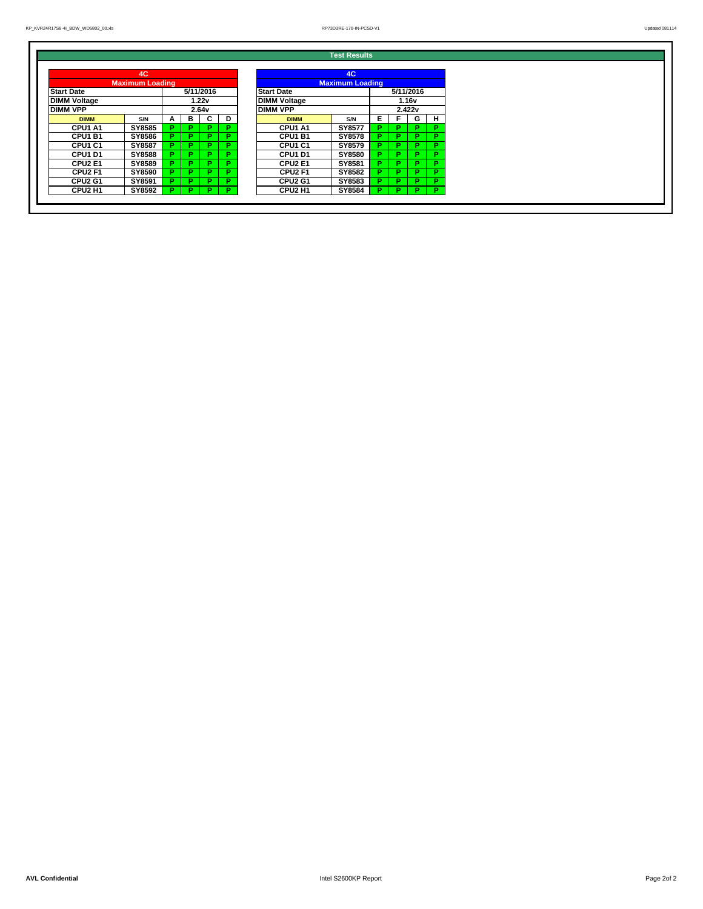## Test Results

| 4C Maximum Loading | | | | | |
|---|---|---|---|---|---|
| Start Date | | 5/11/2016 | | | |
| DIMM Voltage | | 1.22v | | | |
| DIMM VPP | | 2.64v | | | |
| DIMM | S/N | A | B | C | D |
| CPU1 A1 | SY8585 | P | P | P | P |
| CPU1 B1 | SY8586 | P | P | P | P |
| CPU1 C1 | SY8587 | P | P | P | P |
| CPU1 D1 | SY8588 | P | P | P | P |
| CPU2 E1 | SY8589 | P | P | P | P |
| CPU2 F1 | SY8590 | P | P | P | P |
| CPU2 G1 | SY8591 | P | P | P | P |
| CPU2 H1 | SY8592 | P | P | P | P |

| 4C Maximum Loading | | | | | |
|---|---|---|---|---|---|
| Start Date | | 5/11/2016 | | | |
| DIMM Voltage | | 1.16v | | | |
| DIMM VPP | | 2.422v | | | |
| DIMM | S/N | E | F | G | H |
| CPU1 A1 | SY8577 | P | P | P | P |
| CPU1 B1 | SY8578 | P | P | P | P |
| CPU1 C1 | SY8579 | P | P | P | P |
| CPU1 D1 | SY8580 | P | P | P | P |
| CPU2 E1 | SY8581 | P | P | P | P |
| CPU2 F1 | SY8582 | P | P | P | P |
| CPU2 G1 | SY8583 | P | P | P | P |
| CPU2 H1 | SY8584 | P | P | P | P |